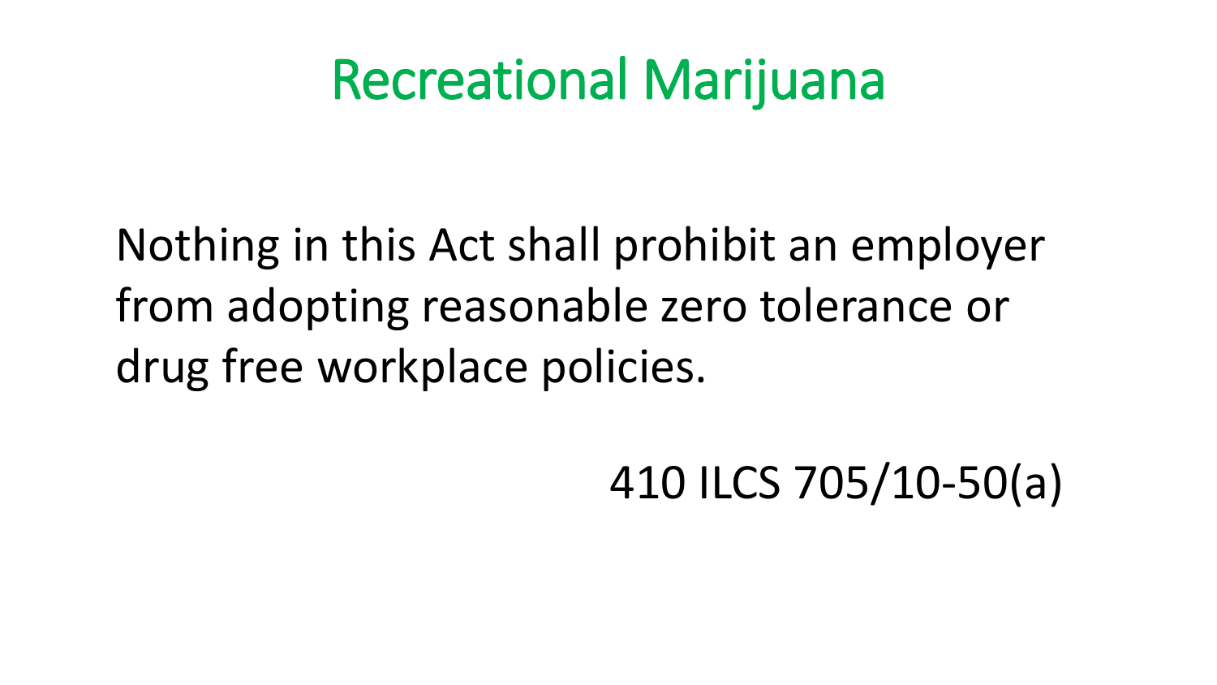# Recreational Marijuana

Nothing in this Act shall prohibit an employer from adopting reasonable zero tolerance or drug free workplace policies.

410 ILCS 705/10-50(a)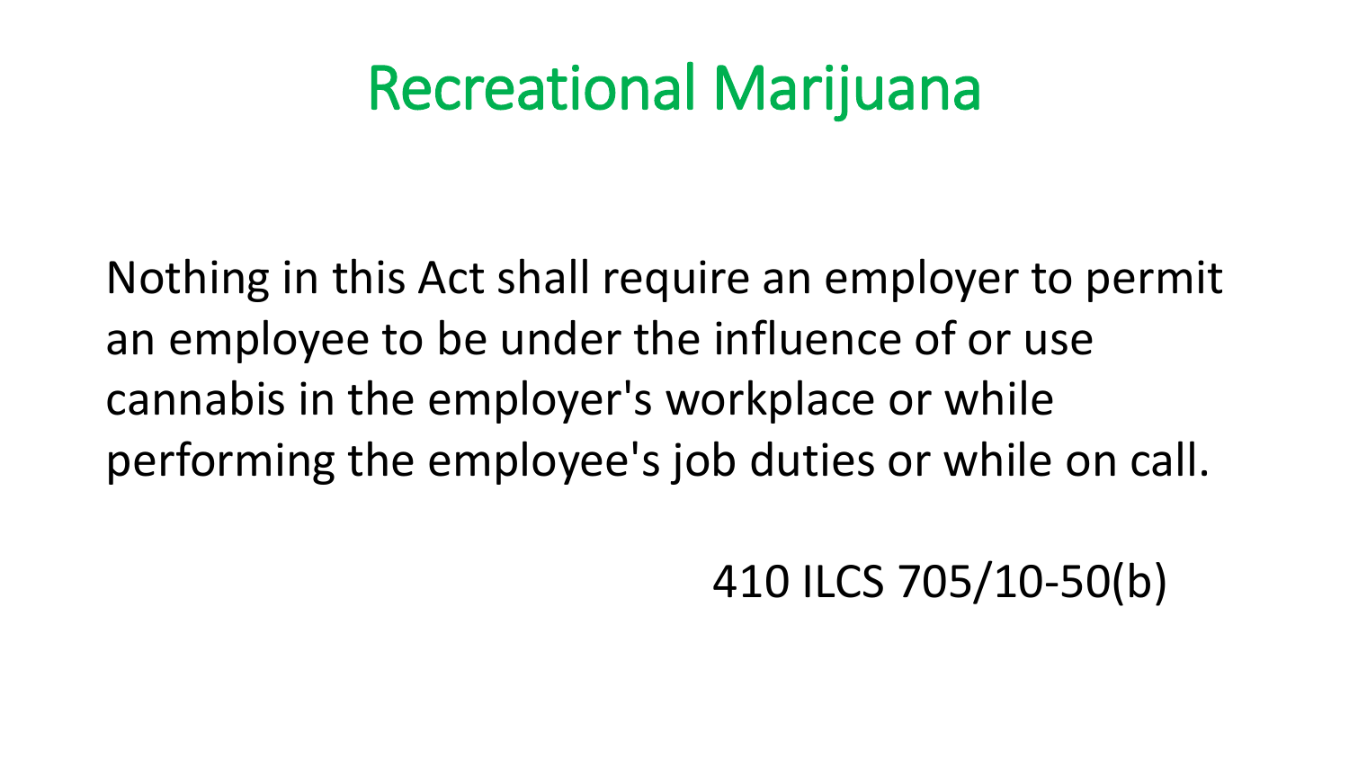# Recreational Marijuana

Nothing in this Act shall require an employer to permit an employee to be under the influence of or use cannabis in the employer's workplace or while performing the employee's job duties or while on call.

410 ILCS 705/10-50(b)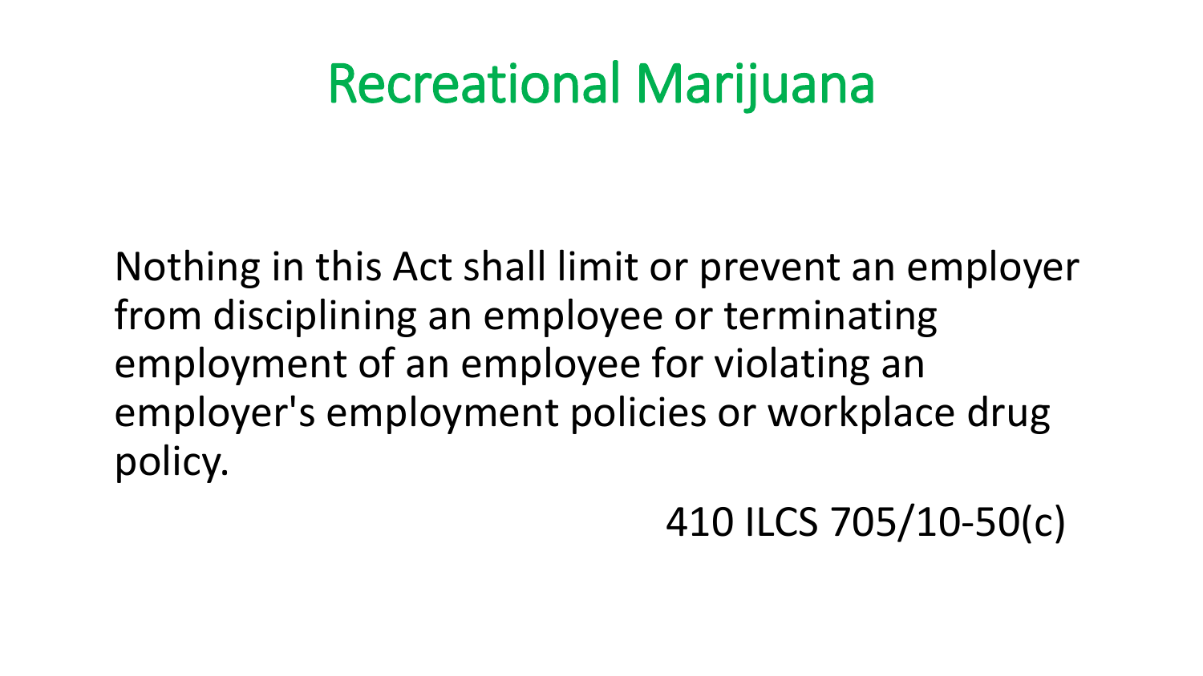# Recreational Marijuana

Nothing in this Act shall limit or prevent an employer from disciplining an employee or terminating employment of an employee for violating an employer's employment policies or workplace drug policy.

410 ILCS 705/10-50(c)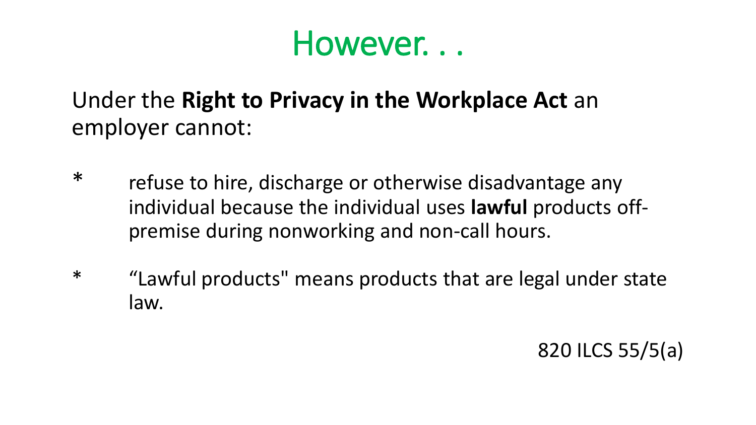# However. . .

Under the **Right to Privacy in the Workplace Act** an employer cannot:

* refuse to hire, discharge or otherwise disadvantage any individual because the individual uses **lawful** products off-premise during nonworking and non-call hours.
* "Lawful products" means products that are legal under state law.

820 ILCS 55/5(a)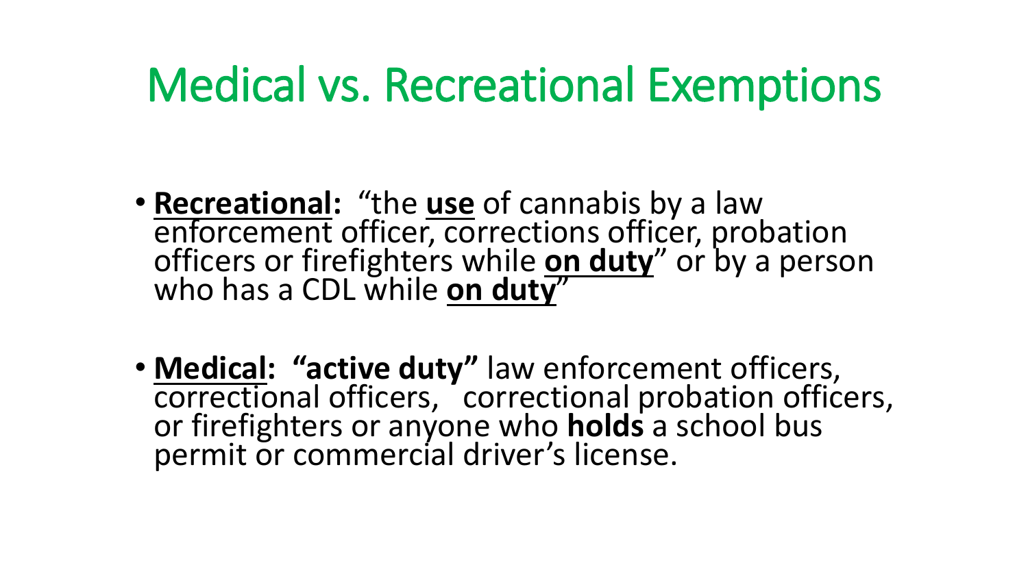# Medical vs. Recreational Exemptions

- **Recreational:** "the **use** of cannabis by a law enforcement officer, corrections officer, probation officers or firefighters while **on duty**" or by a person who has a CDL while **on duty**"

- **Medical: "active duty"** law enforcement officers, correctional officers, correctional probation officers, or firefighters or anyone who **holds** a school bus permit or commercial driver's license.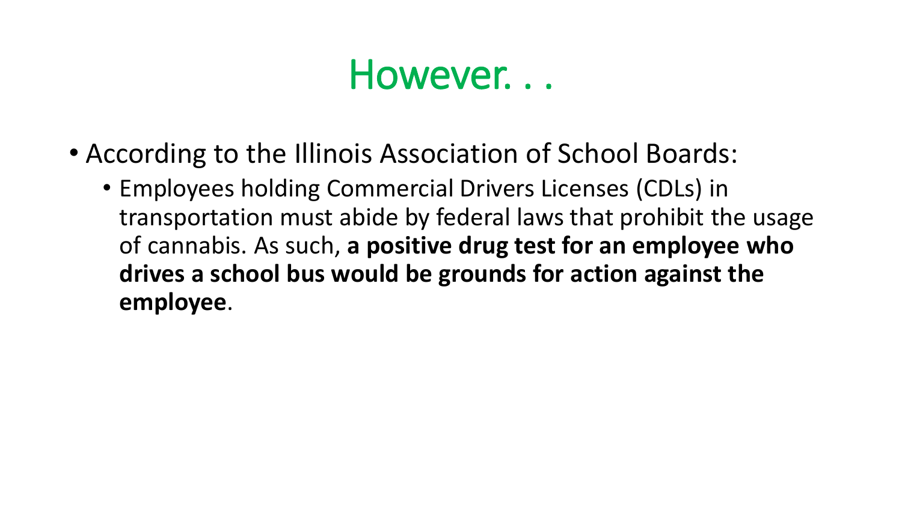# However. . .

- According to the Illinois Association of School Boards:
  - Employees holding Commercial Drivers Licenses (CDLs) in transportation must abide by federal laws that prohibit the usage of cannabis. As such, **a positive drug test for an employee who drives a school bus would be grounds for action against the employee**.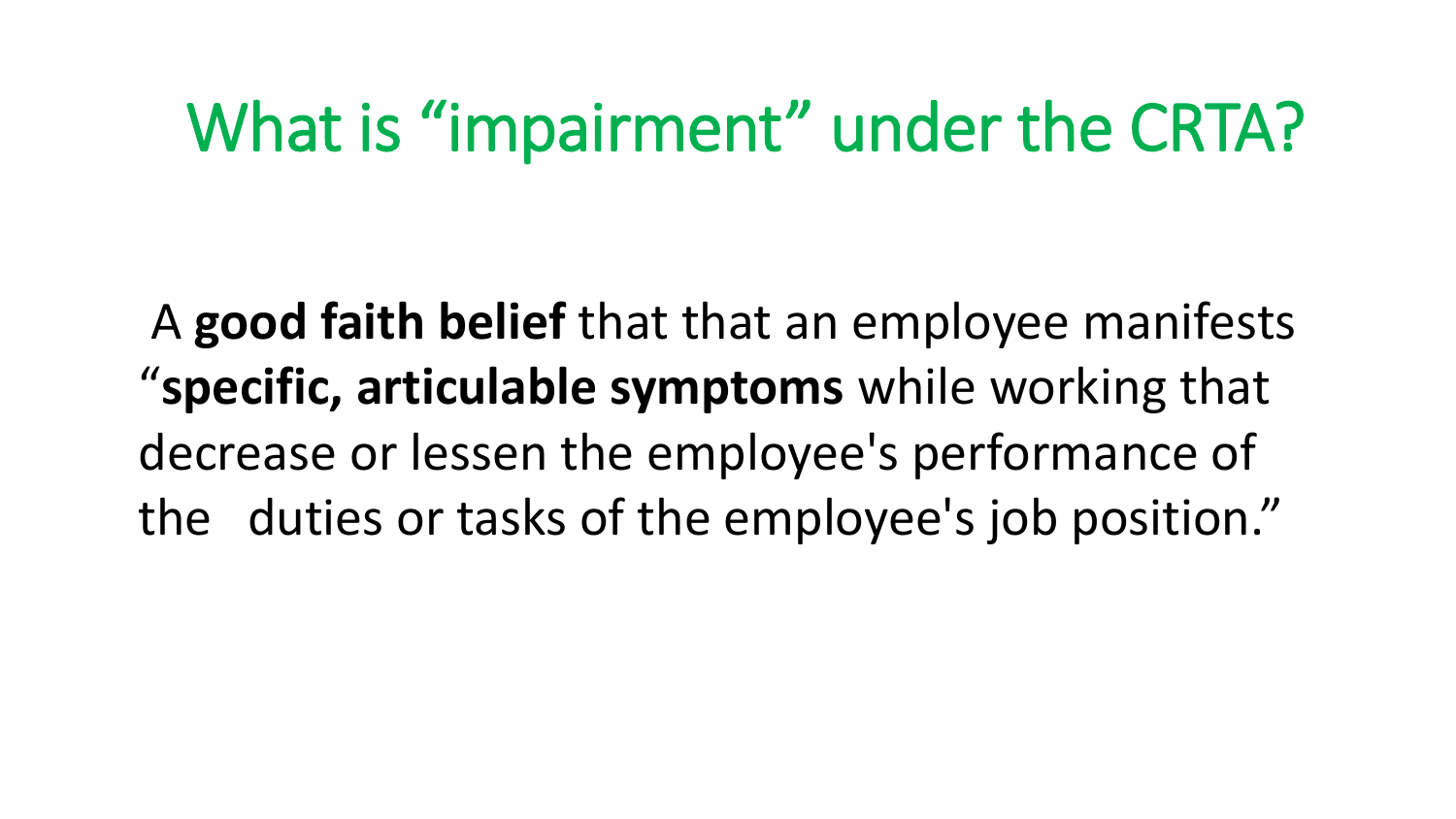# What is "impairment" under the CRTA?

A **good faith belief** that that an employee manifests "**specific, articulable symptoms** while working that decrease or lessen the employee's performance of the duties or tasks of the employee's job position."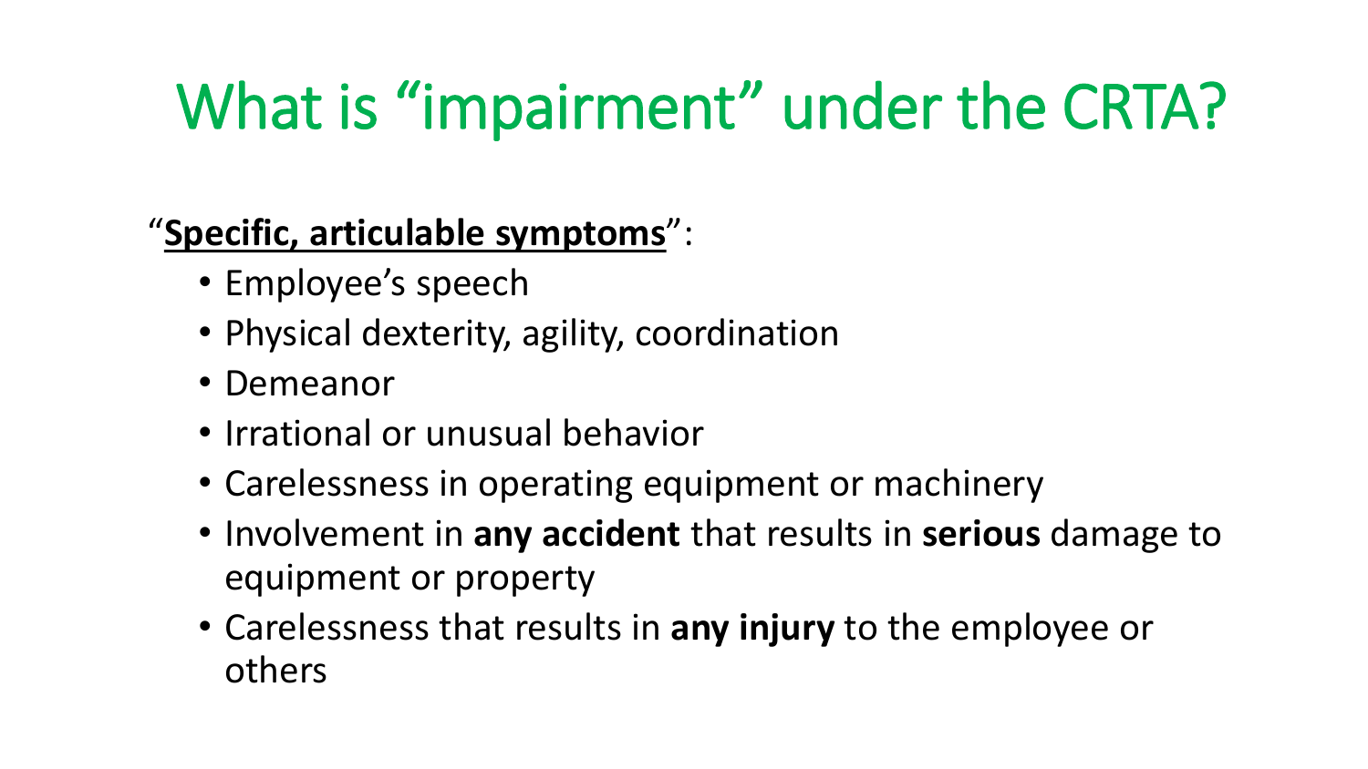# What is "impairment" under the CRTA?

"**<u>Specific, articulable symptoms</u>**":

- Employee's speech
- Physical dexterity, agility, coordination
- Demeanor
- Irrational or unusual behavior
- Carelessness in operating equipment or machinery
- Involvement in **any accident** that results in **serious** damage to equipment or property
- Carelessness that results in **any injury** to the employee or others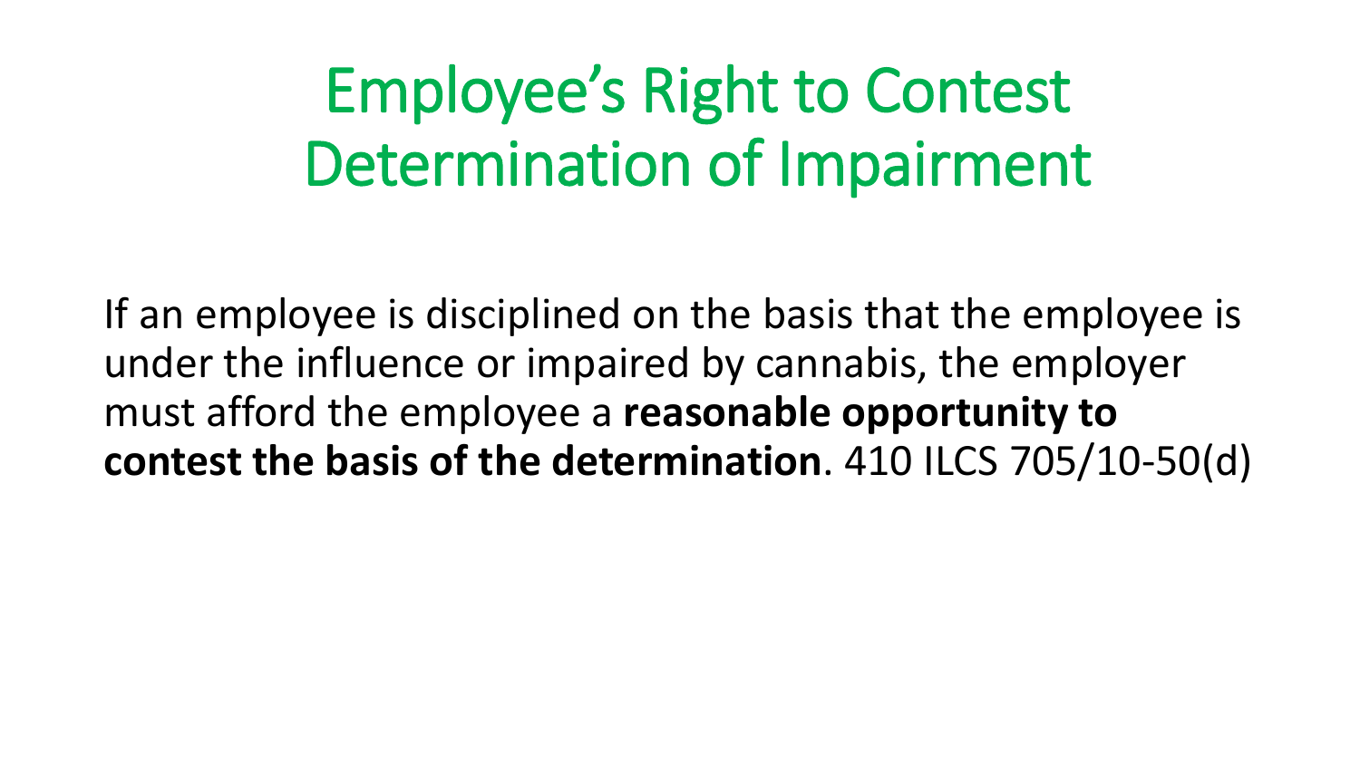# Employee's Right to Contest Determination of Impairment

If an employee is disciplined on the basis that the employee is under the influence or impaired by cannabis, the employer must afford the employee a **reasonable opportunity to contest the basis of the determination**. 410 ILCS 705/10-50(d)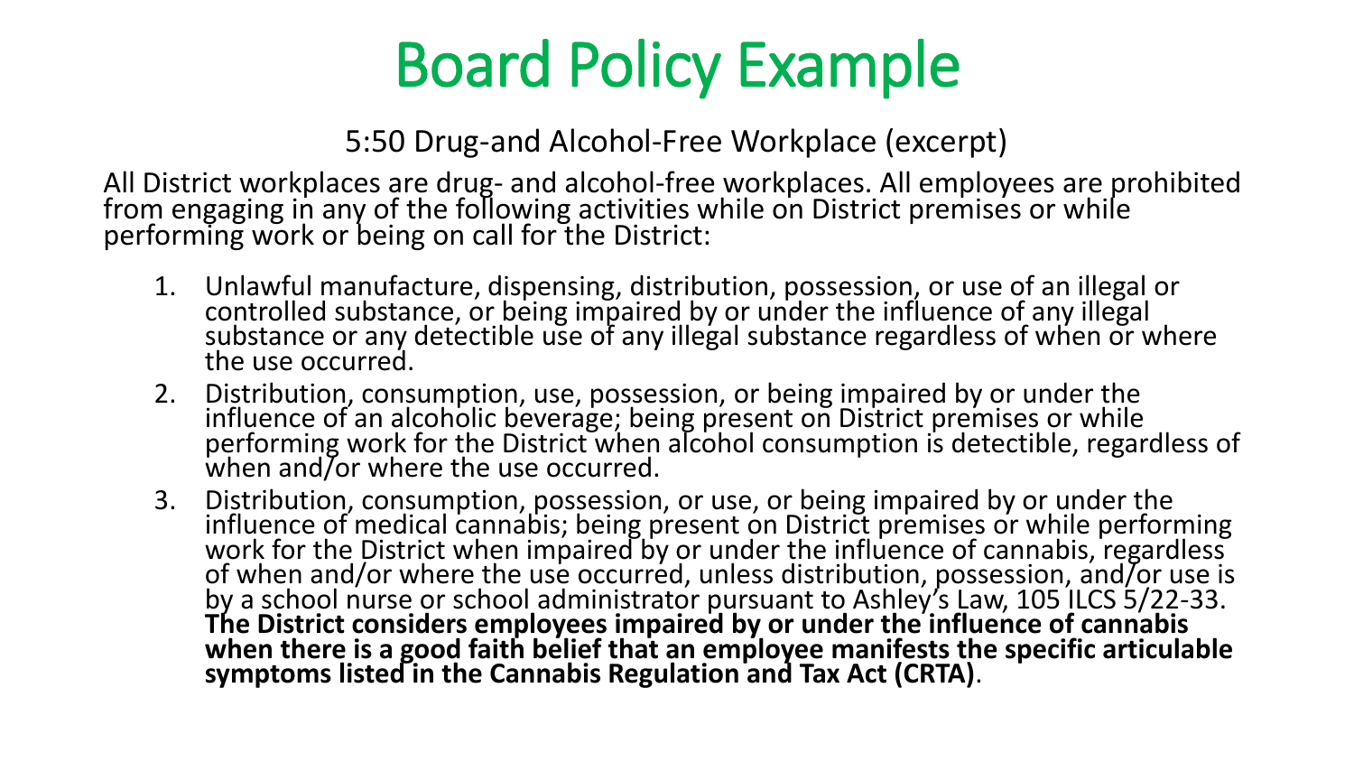# Board Policy Example

5:50 Drug-and Alcohol-Free Workplace (excerpt)

All District workplaces are drug- and alcohol-free workplaces. All employees are prohibited from engaging in any of the following activities while on District premises or while performing work or being on call for the District:

1. Unlawful manufacture, dispensing, distribution, possession, or use of an illegal or controlled substance, or being impaired by or under the influence of any illegal substance or any detectible use of any illegal substance regardless of when or where the use occurred.
2. Distribution, consumption, use, possession, or being impaired by or under the influence of an alcoholic beverage; being present on District premises or while performing work for the District when alcohol consumption is detectible, regardless of when and/or where the use occurred.
3. Distribution, consumption, possession, or use, or being impaired by or under the influence of medical cannabis; being present on District premises or while performing work for the District when impaired by or under the influence of cannabis, regardless of when and/or where the use occurred, unless distribution, possession, and/or use is by a school nurse or school administrator pursuant to Ashley's Law, 105 ILCS 5/22-33. **The District considers employees impaired by or under the influence of cannabis when there is a good faith belief that an employee manifests the specific articulable symptoms listed in the Cannabis Regulation and Tax Act (CRTA)**.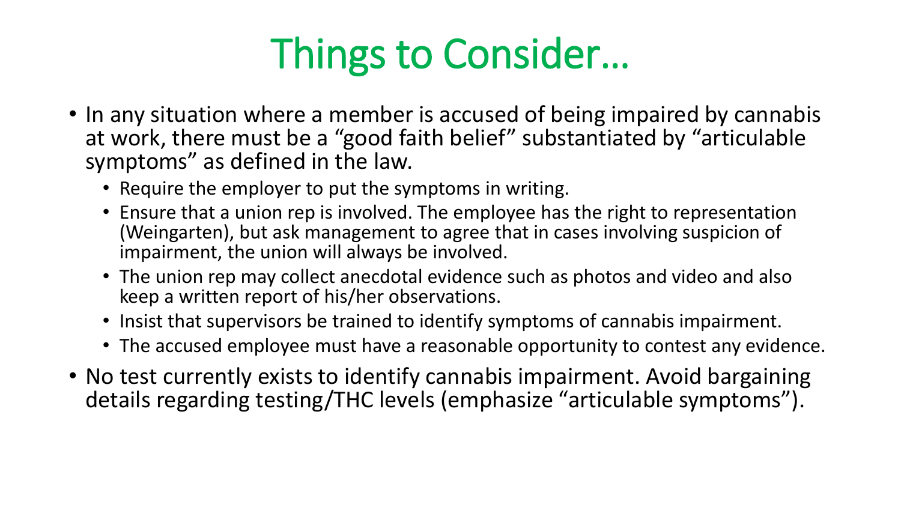# Things to Consider…

- In any situation where a member is accused of being impaired by cannabis at work, there must be a "good faith belief" substantiated by "articulable symptoms" as defined in the law.
  - Require the employer to put the symptoms in writing.
  - Ensure that a union rep is involved. The employee has the right to representation (Weingarten), but ask management to agree that in cases involving suspicion of impairment, the union will always be involved.
  - The union rep may collect anecdotal evidence such as photos and video and also keep a written report of his/her observations.
  - Insist that supervisors be trained to identify symptoms of cannabis impairment.
  - The accused employee must have a reasonable opportunity to contest any evidence.
- No test currently exists to identify cannabis impairment. Avoid bargaining details regarding testing/THC levels (emphasize "articulable symptoms").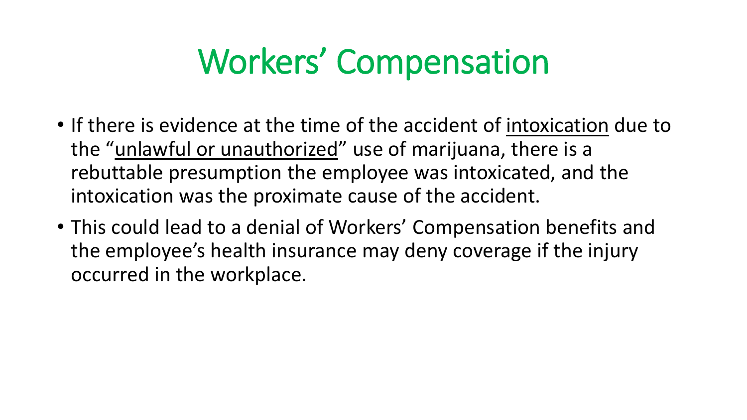# Workers' Compensation

- If there is evidence at the time of the accident of <u>intoxication</u> due to the "<u>unlawful or unauthorized</u>" use of marijuana, there is a rebuttable presumption the employee was intoxicated, and the intoxication was the proximate cause of the accident.
- This could lead to a denial of Workers' Compensation benefits and the employee's health insurance may deny coverage if the injury occurred in the workplace.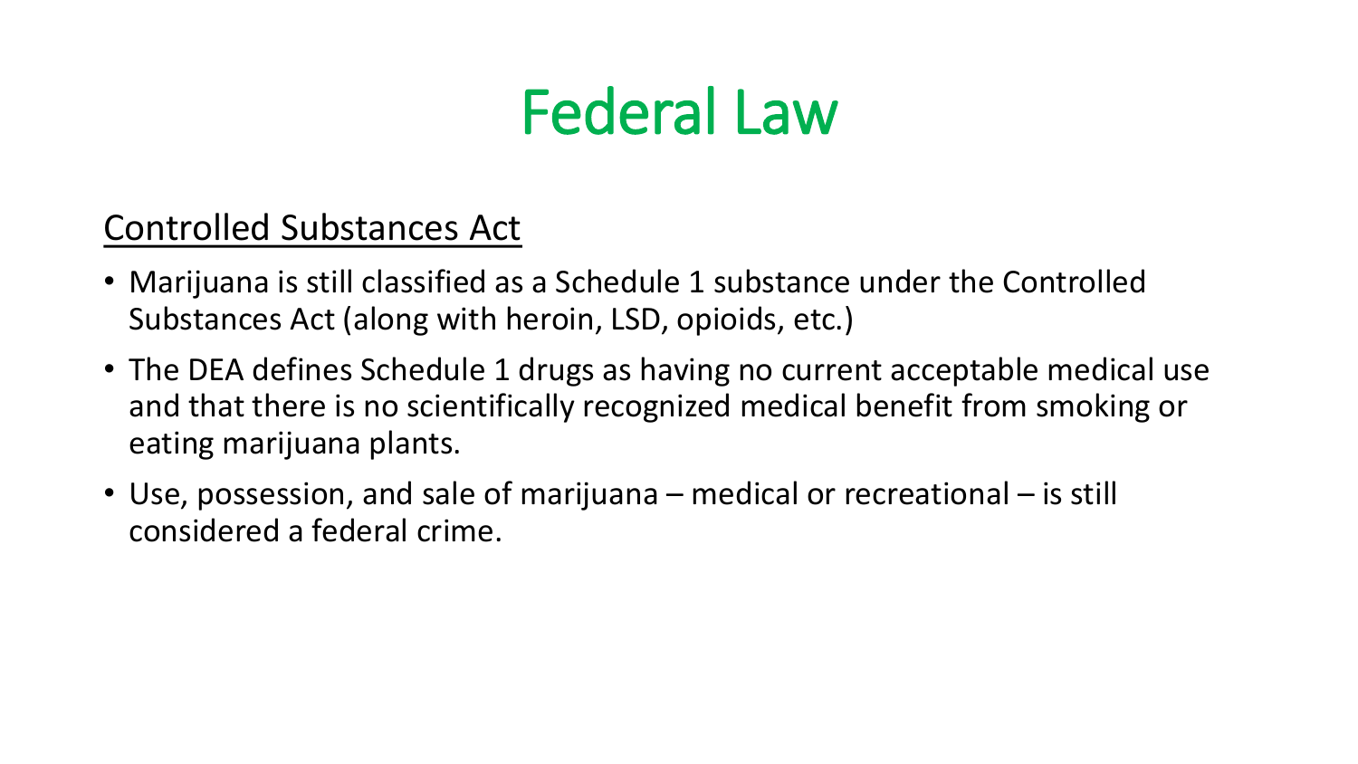# Federal Law

<u>Controlled Substances Act</u>

- Marijuana is still classified as a Schedule 1 substance under the Controlled Substances Act (along with heroin, LSD, opioids, etc.)
- The DEA defines Schedule 1 drugs as having no current acceptable medical use and that there is no scientifically recognized medical benefit from smoking or eating marijuana plants.
- Use, possession, and sale of marijuana – medical or recreational – is still considered a federal crime.